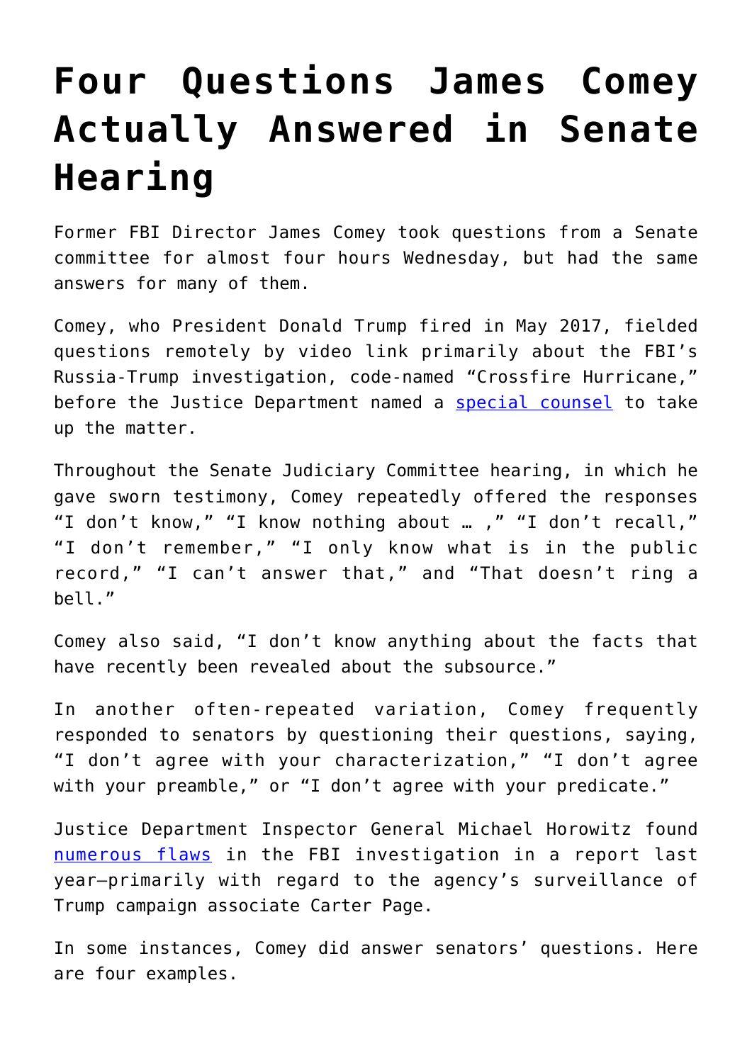# Four Questions James Comey Actually Answered in Senate Hearing

Former FBI Director James Comey took questions from a Senate committee for almost four hours Wednesday, but had the same answers for many of them.

Comey, who President Donald Trump fired in May 2017, fielded questions remotely by video link primarily about the FBI's Russia-Trump investigation, code-named "Crossfire Hurricane," before the Justice Department named a special counsel to take up the matter.

Throughout the Senate Judiciary Committee hearing, in which he gave sworn testimony, Comey repeatedly offered the responses "I don't know," "I know nothing about … ," "I don't recall," "I don't remember," "I only know what is in the public record," "I can't answer that," and "That doesn't ring a bell."

Comey also said, "I don't know anything about the facts that have recently been revealed about the subsource."

In another often-repeated variation, Comey frequently responded to senators by questioning their questions, saying, "I don't agree with your characterization," "I don't agree with your preamble," or "I don't agree with your predicate."

Justice Department Inspector General Michael Horowitz found numerous flaws in the FBI investigation in a report last year—primarily with regard to the agency's surveillance of Trump campaign associate Carter Page.

In some instances, Comey did answer senators' questions. Here are four examples.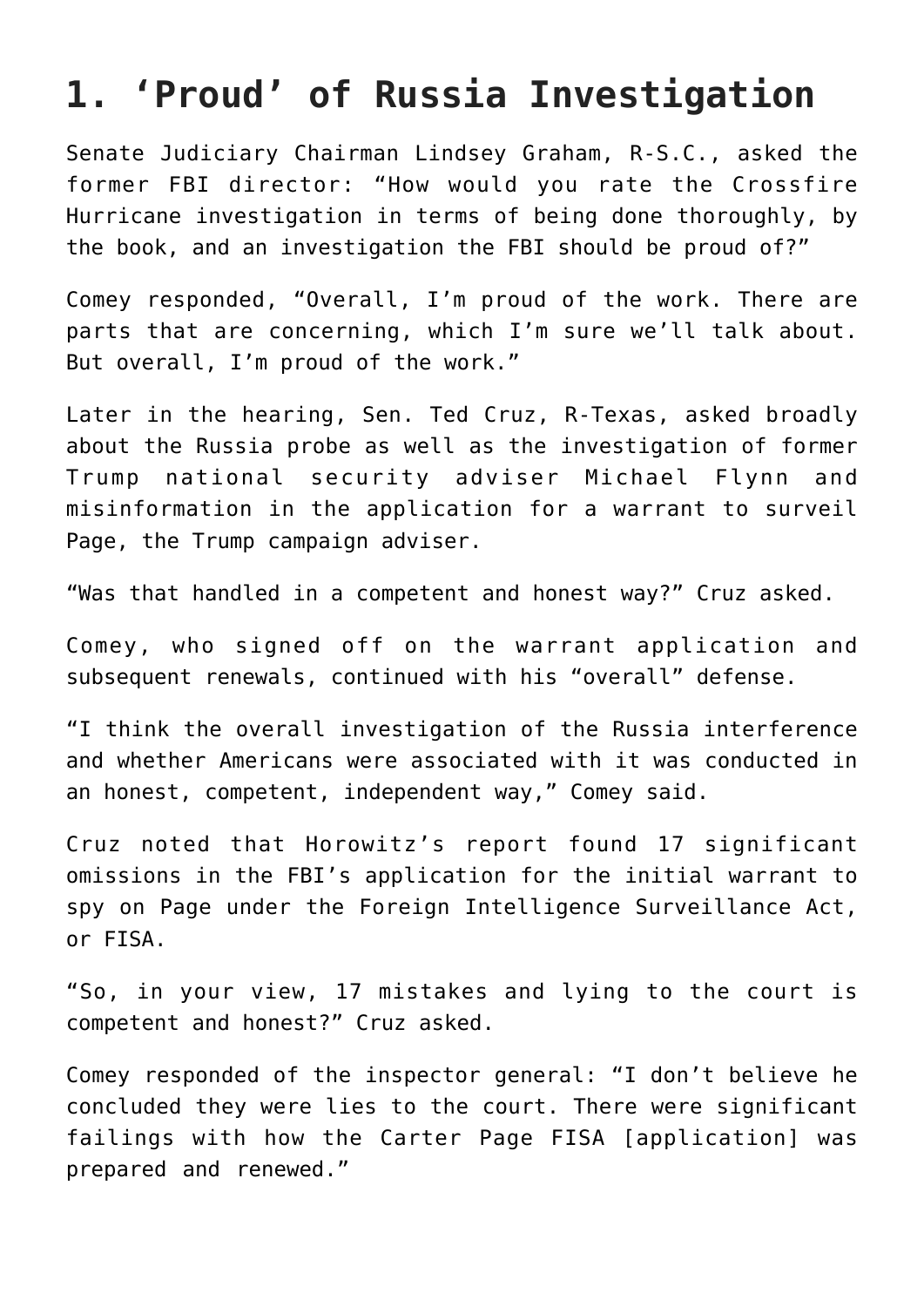## 1. ‘Proud’ of Russia Investigation

Senate Judiciary Chairman Lindsey Graham, R-S.C., asked the former FBI director: “How would you rate the Crossfire Hurricane investigation in terms of being done thoroughly, by the book, and an investigation the FBI should be proud of?”

Comey responded, “Overall, I’m proud of the work. There are parts that are concerning, which I’m sure we’ll talk about. But overall, I’m proud of the work.”

Later in the hearing, Sen. Ted Cruz, R-Texas, asked broadly about the Russia probe as well as the investigation of former Trump national security adviser Michael Flynn and misinformation in the application for a warrant to surveil Page, the Trump campaign adviser.

“Was that handled in a competent and honest way?” Cruz asked.

Comey, who signed off on the warrant application and subsequent renewals, continued with his “overall” defense.

“I think the overall investigation of the Russia interference and whether Americans were associated with it was conducted in an honest, competent, independent way,” Comey said.

Cruz noted that Horowitz’s report found 17 significant omissions in the FBI’s application for the initial warrant to spy on Page under the Foreign Intelligence Surveillance Act, or FISA.

“So, in your view, 17 mistakes and lying to the court is competent and honest?” Cruz asked.

Comey responded of the inspector general: “I don’t believe he concluded they were lies to the court. There were significant failings with how the Carter Page FISA [application] was prepared and renewed.”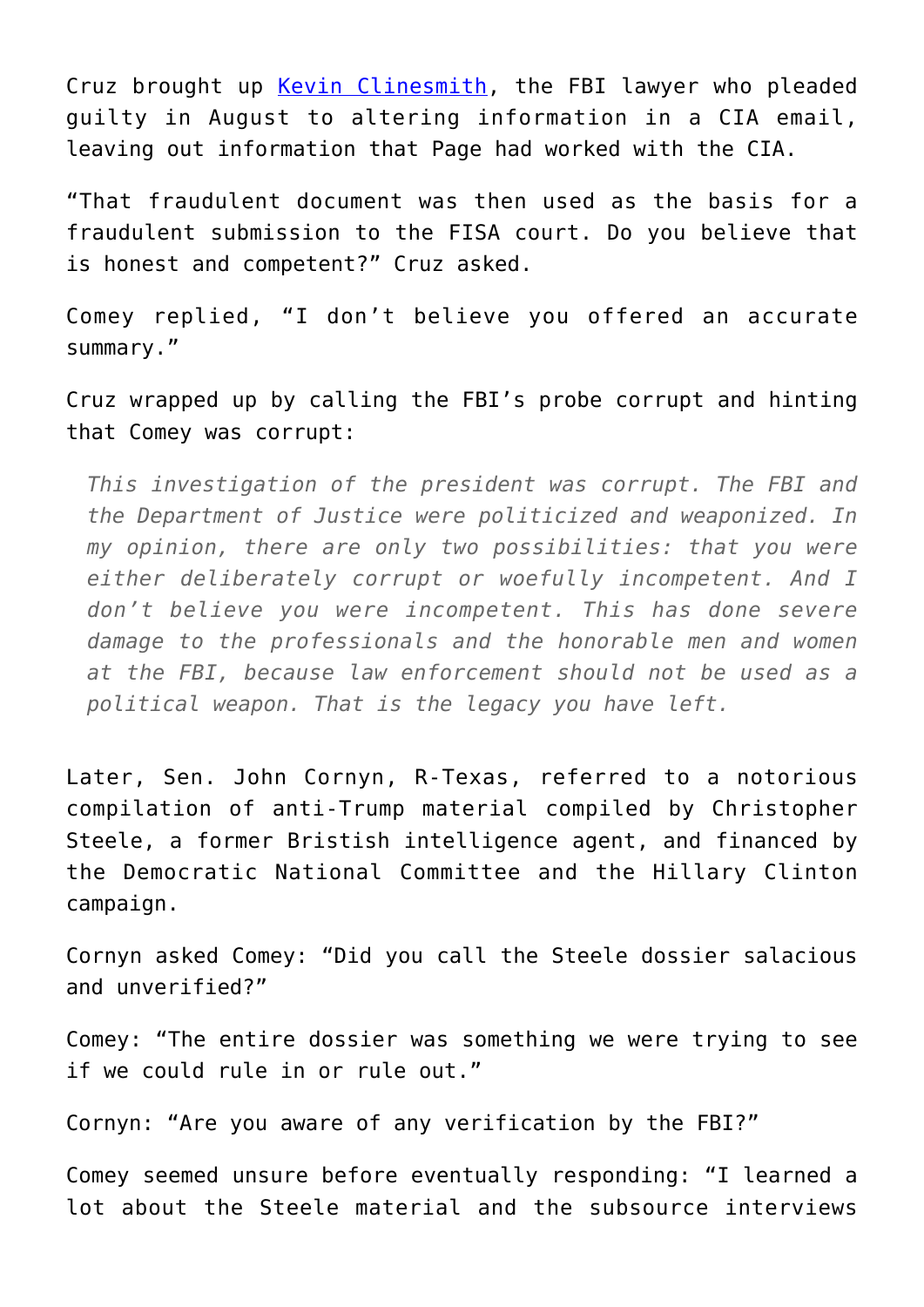Cruz brought up [Kevin Clinesmith](), the FBI lawyer who pleaded guilty in August to altering information in a CIA email, leaving out information that Page had worked with the CIA.

"That fraudulent document was then used as the basis for a fraudulent submission to the FISA court. Do you believe that is honest and competent?" Cruz asked.

Comey replied, "I don't believe you offered an accurate summary."

Cruz wrapped up by calling the FBI's probe corrupt and hinting that Comey was corrupt:

> *This investigation of the president was corrupt. The FBI and the Department of Justice were politicized and weaponized. In my opinion, there are only two possibilities: that you were either deliberately corrupt or woefully incompetent. And I don't believe you were incompetent. This has done severe damage to the professionals and the honorable men and women at the FBI, because law enforcement should not be used as a political weapon. That is the legacy you have left.*

Later, Sen. John Cornyn, R-Texas, referred to a notorious compilation of anti-Trump material compiled by Christopher Steele, a former Bristish intelligence agent, and financed by the Democratic National Committee and the Hillary Clinton campaign.

Cornyn asked Comey: "Did you call the Steele dossier salacious and unverified?"

Comey: "The entire dossier was something we were trying to see if we could rule in or rule out."

Cornyn: "Are you aware of any verification by the FBI?"

Comey seemed unsure before eventually responding: "I learned a lot about the Steele material and the subsource interviews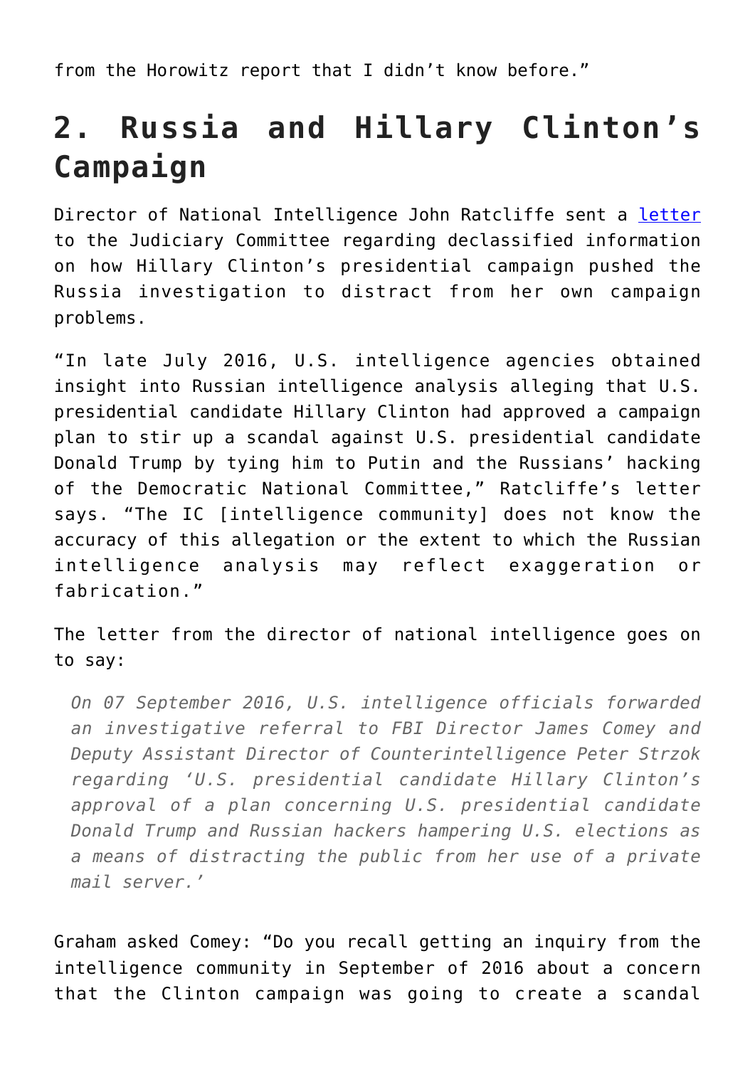from the Horowitz report that I didn't know before."

## 2. Russia and Hillary Clinton's Campaign

Director of National Intelligence John Ratcliffe sent a [letter](letter) to the Judiciary Committee regarding declassified information on how Hillary Clinton's presidential campaign pushed the Russia investigation to distract from her own campaign problems.

"In late July 2016, U.S. intelligence agencies obtained insight into Russian intelligence analysis alleging that U.S. presidential candidate Hillary Clinton had approved a campaign plan to stir up a scandal against U.S. presidential candidate Donald Trump by tying him to Putin and the Russians' hacking of the Democratic National Committee," Ratcliffe's letter says. "The IC [intelligence community] does not know the accuracy of this allegation or the extent to which the Russian intelligence analysis may reflect exaggeration or fabrication."

The letter from the director of national intelligence goes on to say:

> *On 07 September 2016, U.S. intelligence officials forwarded an investigative referral to FBI Director James Comey and Deputy Assistant Director of Counterintelligence Peter Strzok regarding 'U.S. presidential candidate Hillary Clinton's approval of a plan concerning U.S. presidential candidate Donald Trump and Russian hackers hampering U.S. elections as a means of distracting the public from her use of a private mail server.'*

Graham asked Comey: "Do you recall getting an inquiry from the intelligence community in September of 2016 about a concern that the Clinton campaign was going to create a scandal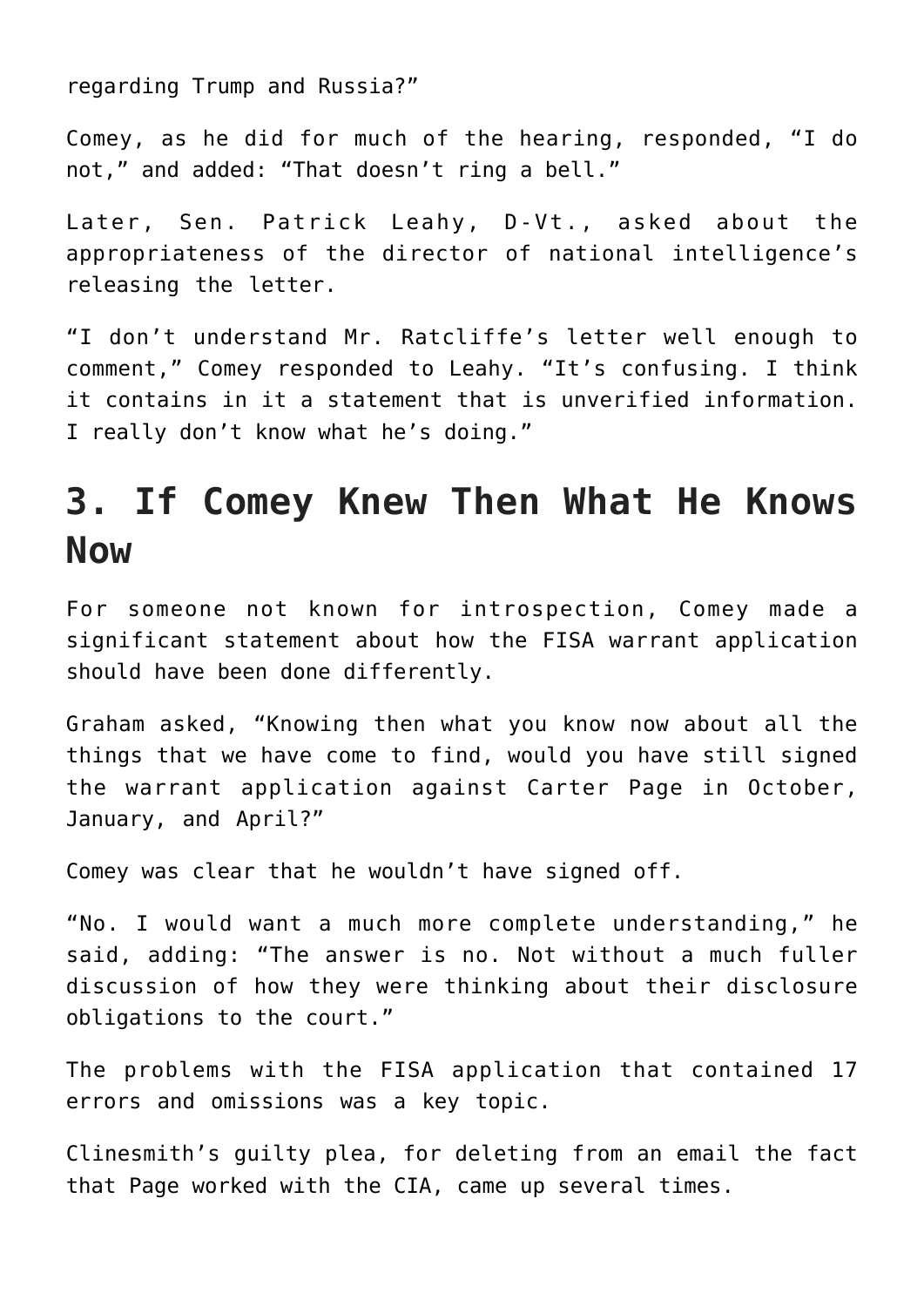regarding Trump and Russia?"

Comey, as he did for much of the hearing, responded, "I do not," and added: "That doesn't ring a bell."

Later, Sen. Patrick Leahy, D-Vt., asked about the appropriateness of the director of national intelligence's releasing the letter.

"I don't understand Mr. Ratcliffe's letter well enough to comment," Comey responded to Leahy. "It's confusing. I think it contains in it a statement that is unverified information. I really don't know what he's doing."

## 3. If Comey Knew Then What He Knows Now

For someone not known for introspection, Comey made a significant statement about how the FISA warrant application should have been done differently.

Graham asked, "Knowing then what you know now about all the things that we have come to find, would you have still signed the warrant application against Carter Page in October, January, and April?"

Comey was clear that he wouldn't have signed off.

"No. I would want a much more complete understanding," he said, adding: "The answer is no. Not without a much fuller discussion of how they were thinking about their disclosure obligations to the court."

The problems with the FISA application that contained 17 errors and omissions was a key topic.

Clinesmith's guilty plea, for deleting from an email the fact that Page worked with the CIA, came up several times.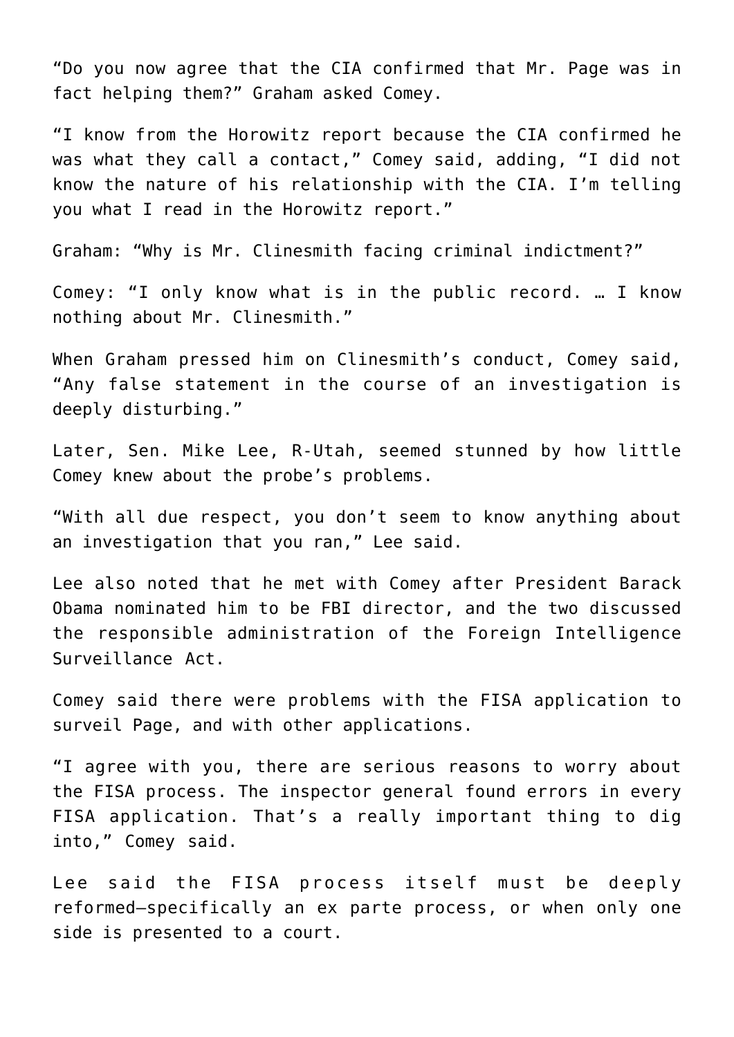"Do you now agree that the CIA confirmed that Mr. Page was in fact helping them?" Graham asked Comey.

"I know from the Horowitz report because the CIA confirmed he was what they call a contact," Comey said, adding, "I did not know the nature of his relationship with the CIA. I'm telling you what I read in the Horowitz report."

Graham: "Why is Mr. Clinesmith facing criminal indictment?"

Comey: "I only know what is in the public record. … I know nothing about Mr. Clinesmith."

When Graham pressed him on Clinesmith's conduct, Comey said, "Any false statement in the course of an investigation is deeply disturbing."

Later, Sen. Mike Lee, R-Utah, seemed stunned by how little Comey knew about the probe's problems.

"With all due respect, you don't seem to know anything about an investigation that you ran," Lee said.

Lee also noted that he met with Comey after President Barack Obama nominated him to be FBI director, and the two discussed the responsible administration of the Foreign Intelligence Surveillance Act.

Comey said there were problems with the FISA application to surveil Page, and with other applications.

"I agree with you, there are serious reasons to worry about the FISA process. The inspector general found errors in every FISA application. That's a really important thing to dig into," Comey said.

Lee said the FISA process itself must be deeply reformed—specifically an ex parte process, or when only one side is presented to a court.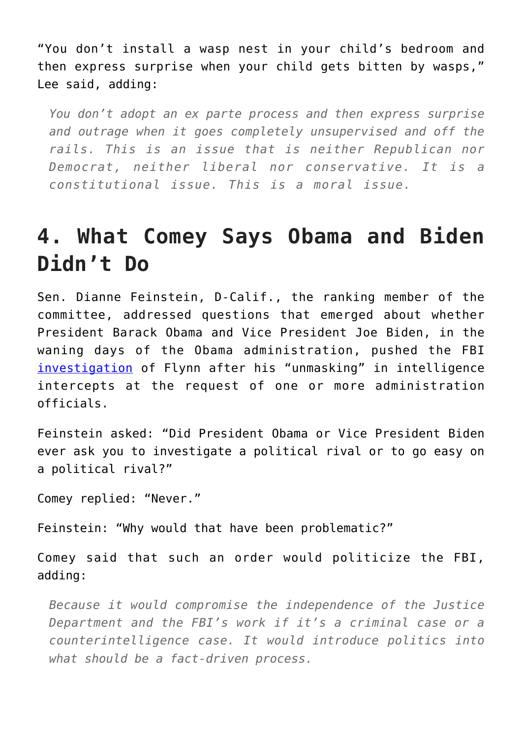"You don't install a wasp nest in your child's bedroom and then express surprise when your child gets bitten by wasps," Lee said, adding:

> *You don't adopt an ex parte process and then express surprise and outrage when it goes completely unsupervised and off the rails. This is an issue that is neither Republican nor Democrat, neither liberal nor conservative. It is a constitutional issue. This is a moral issue.*

## 4. What Comey Says Obama and Biden Didn't Do

Sen. Dianne Feinstein, D-Calif., the ranking member of the committee, addressed questions that emerged about whether President Barack Obama and Vice President Joe Biden, in the waning days of the Obama administration, pushed the FBI [investigation](#) of Flynn after his "unmasking" in intelligence intercepts at the request of one or more administration officials.

Feinstein asked: "Did President Obama or Vice President Biden ever ask you to investigate a political rival or to go easy on a political rival?"

Comey replied: "Never."

Feinstein: "Why would that have been problematic?"

Comey said that such an order would politicize the FBI, adding:

> *Because it would compromise the independence of the Justice Department and the FBI's work if it's a criminal case or a counterintelligence case. It would introduce politics into what should be a fact-driven process.*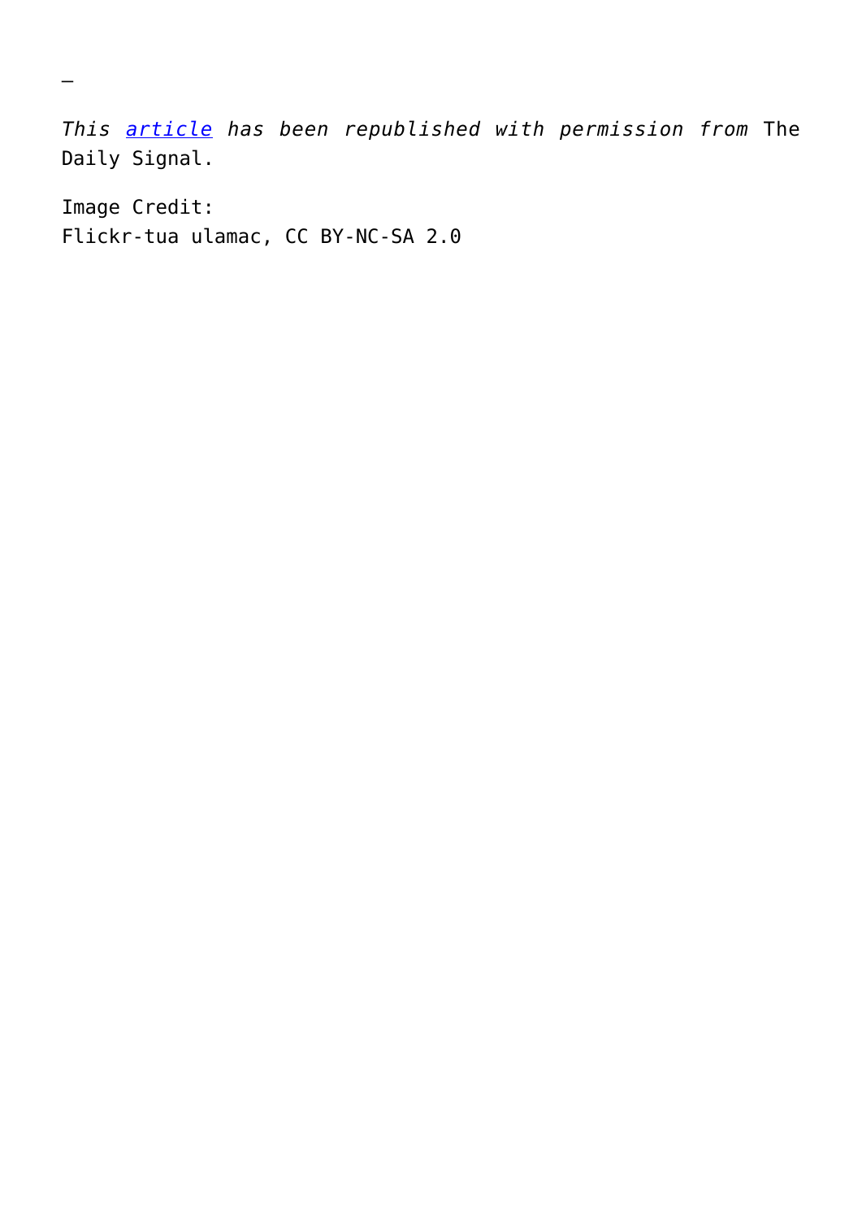—

*This [article](article) has been republished with permission from* The Daily Signal.

Image Credit:
Flickr-tua ulamac, CC BY-NC-SA 2.0